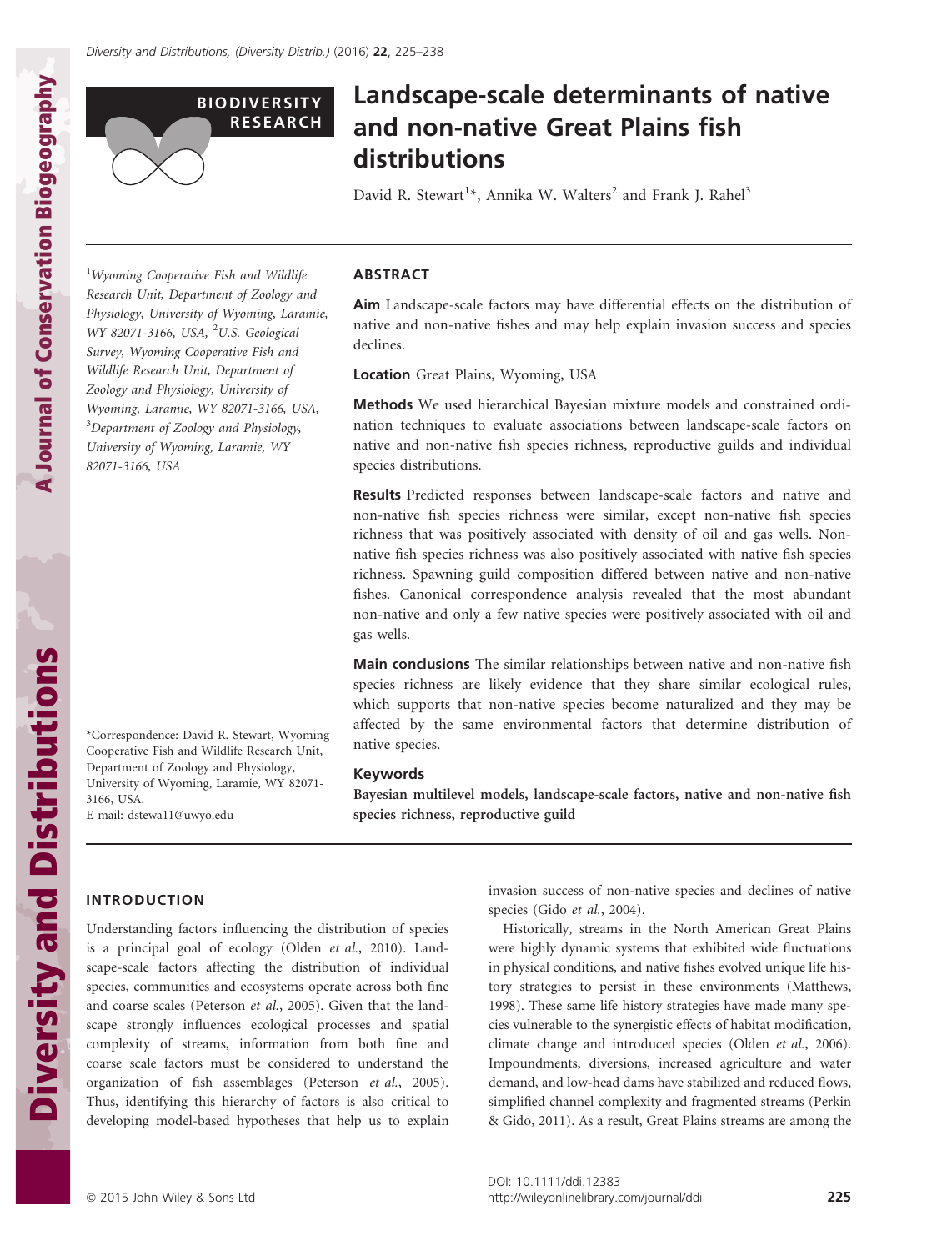BIODIVERSITY RESEARCH

# Landscape-scale determinants of native and non-native Great Plains fish distributions

David R. Stewart[1]*, Annika W. Walters[2] and Frank J. Rahel[3]

[1]Wyoming Cooperative Fish and Wildlife Research Unit, Department of Zoology and Physiology, University of Wyoming, Laramie, WY 82071-3166, USA, [2]U.S. Geological Survey, Wyoming Cooperative Fish and Wildlife Research Unit, Department of Zoology and Physiology, University of Wyoming, Laramie, WY 82071-3166, USA, [3]Department of Zoology and Physiology, University of Wyoming, Laramie, WY 82071-3166, USA

*Correspondence: David R. Stewart, Wyoming Cooperative Fish and Wildlife Research Unit, Department of Zoology and Physiology, University of Wyoming, Laramie, WY 82071-3166, USA.
E-mail: dstewa11@uwyo.edu

## ABSTRACT

**Aim** Landscape-scale factors may have differential effects on the distribution of native and non-native fishes and may help explain invasion success and species declines.

**Location** Great Plains, Wyoming, USA

**Methods** We used hierarchical Bayesian mixture models and constrained ordination techniques to evaluate associations between landscape-scale factors on native and non-native fish species richness, reproductive guilds and individual species distributions.

**Results** Predicted responses between landscape-scale factors and native and non-native fish species richness were similar, except non-native fish species richness that was positively associated with density of oil and gas wells. Non-native fish species richness was also positively associated with native fish species richness. Spawning guild composition differed between native and non-native fishes. Canonical correspondence analysis revealed that the most abundant non-native and only a few native species were positively associated with oil and gas wells.

**Main conclusions** The similar relationships between native and non-native fish species richness are likely evidence that they share similar ecological rules, which supports that non-native species become naturalized and they may be affected by the same environmental factors that determine distribution of native species.

### Keywords

**Bayesian multilevel models, landscape-scale factors, native and non-native fish species richness, reproductive guild**

## INTRODUCTION

Understanding factors influencing the distribution of species is a principal goal of ecology (Olden *et al.*, 2010). Landscape-scale factors affecting the distribution of individual species, communities and ecosystems operate across both fine and coarse scales (Peterson *et al.*, 2005). Given that the landscape strongly influences ecological processes and spatial complexity of streams, information from both fine and coarse scale factors must be considered to understand the organization of fish assemblages (Peterson *et al.*, 2005). Thus, identifying this hierarchy of factors is also critical to developing model-based hypotheses that help us to explain invasion success of non-native species and declines of native species (Gido *et al.*, 2004).

Historically, streams in the North American Great Plains were highly dynamic systems that exhibited wide fluctuations in physical conditions, and native fishes evolved unique life history strategies to persist in these environments (Matthews, 1998). These same life history strategies have made many species vulnerable to the synergistic effects of habitat modification, climate change and introduced species (Olden *et al.*, 2006). Impoundments, diversions, increased agriculture and water demand, and low-head dams have stabilized and reduced flows, simplified channel complexity and fragmented streams (Perkin & Gido, 2011). As a result, Great Plains streams are among the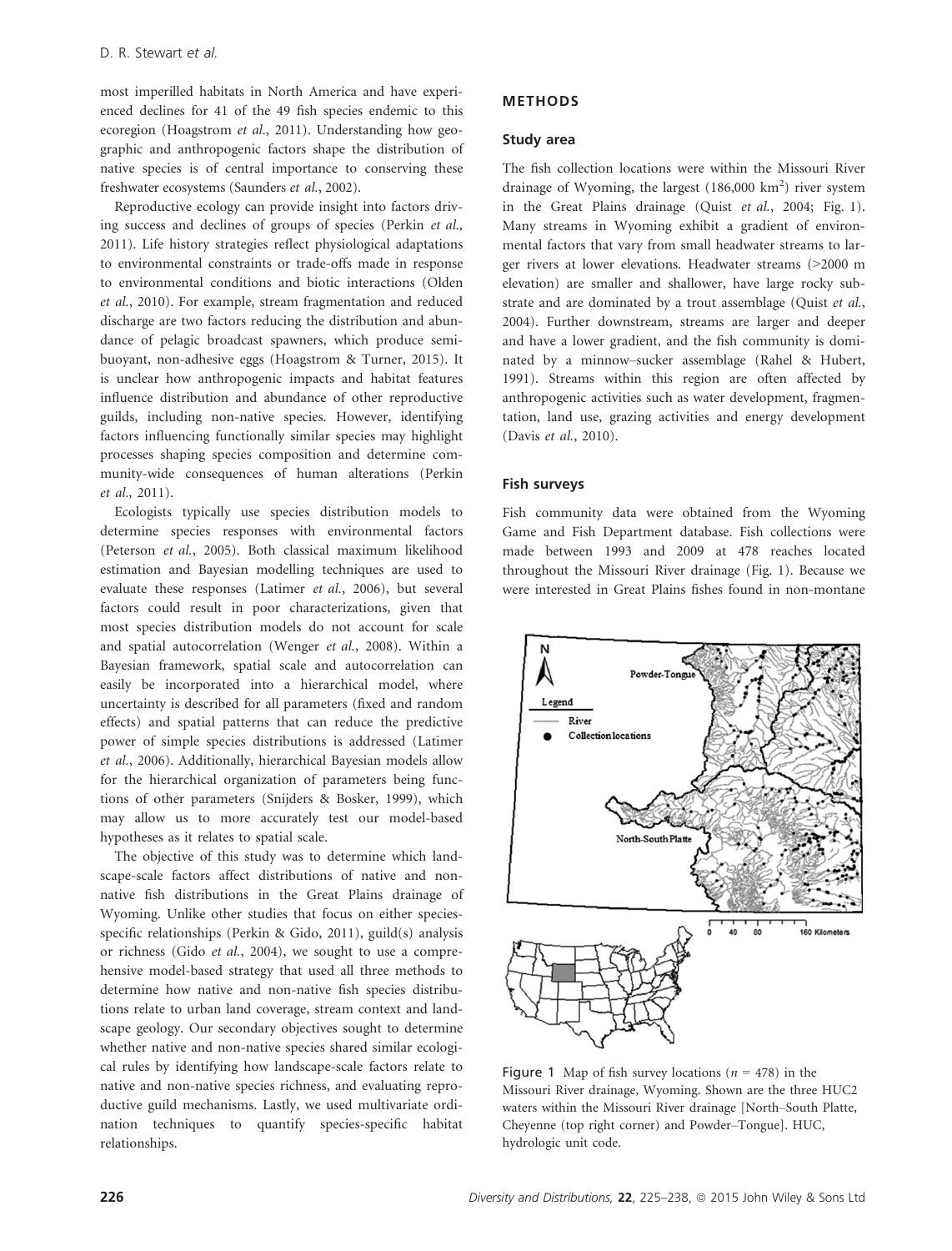most imperilled habitats in North America and have experienced declines for 41 of the 49 fish species endemic to this ecoregion (Hoagstrom *et al.*, 2011). Understanding how geographic and anthropogenic factors shape the distribution of native species is of central importance to conserving these freshwater ecosystems (Saunders *et al.*, 2002).

Reproductive ecology can provide insight into factors driving success and declines of groups of species (Perkin *et al.,* 2011). Life history strategies reflect physiological adaptations to environmental constraints or trade-offs made in response to environmental conditions and biotic interactions (Olden *et al.*, 2010). For example, stream fragmentation and reduced discharge are two factors reducing the distribution and abundance of pelagic broadcast spawners, which produce semi-buoyant, non-adhesive eggs (Hoagstrom & Turner, 2015). It is unclear how anthropogenic impacts and habitat features influence distribution and abundance of other reproductive guilds, including non-native species. However, identifying factors influencing functionally similar species may highlight processes shaping species composition and determine community-wide consequences of human alterations (Perkin *et al.,* 2011).

Ecologists typically use species distribution models to determine species responses with environmental factors (Peterson *et al.*, 2005). Both classical maximum likelihood estimation and Bayesian modelling techniques are used to evaluate these responses (Latimer *et al.*, 2006), but several factors could result in poor characterizations, given that most species distribution models do not account for scale and spatial autocorrelation (Wenger *et al.*, 2008). Within a Bayesian framework, spatial scale and autocorrelation can easily be incorporated into a hierarchical model, where uncertainty is described for all parameters (fixed and random effects) and spatial patterns that can reduce the predictive power of simple species distributions is addressed (Latimer *et al.*, 2006). Additionally, hierarchical Bayesian models allow for the hierarchical organization of parameters being functions of other parameters (Snijders & Bosker, 1999), which may allow us to more accurately test our model-based hypotheses as it relates to spatial scale.

The objective of this study was to determine which landscape-scale factors affect distributions of native and non-native fish distributions in the Great Plains drainage of Wyoming. Unlike other studies that focus on either species-specific relationships (Perkin & Gido, 2011), guild(s) analysis or richness (Gido *et al.*, 2004), we sought to use a comprehensive model-based strategy that used all three methods to determine how native and non-native fish species distributions relate to urban land coverage, stream context and landscape geology. Our secondary objectives sought to determine whether native and non-native species shared similar ecological rules by identifying how landscape-scale factors relate to native and non-native species richness, and evaluating reproductive guild mechanisms. Lastly, we used multivariate ordination techniques to quantify species-specific habitat relationships.

## METHODS

### Study area

The fish collection locations were within the Missouri River drainage of Wyoming, the largest (186,000 km$^2$) river system in the Great Plains drainage (Quist *et al.*, 2004; Fig. 1). Many streams in Wyoming exhibit a gradient of environmental factors that vary from small headwater streams to larger rivers at lower elevations. Headwater streams (>2000 m elevation) are smaller and shallower, have large rocky substrate and are dominated by a trout assemblage (Quist *et al.*, 2004). Further downstream, streams are larger and deeper and have a lower gradient, and the fish community is dominated by a minnow–sucker assemblage (Rahel & Hubert, 1991). Streams within this region are often affected by anthropogenic activities such as water development, fragmentation, land use, grazing activities and energy development (Davis *et al.*, 2010).

### Fish surveys

Fish community data were obtained from the Wyoming Game and Fish Department database. Fish collections were made between 1993 and 2009 at 478 reaches located throughout the Missouri River drainage (Fig. 1). Because we were interested in Great Plains fishes found in non-montane

Figure 1 Map of fish survey locations ($n$ = 478) in the Missouri River drainage, Wyoming. Shown are the three HUC2 waters within the Missouri River drainage [North–South Platte, Cheyenne (top right corner) and Powder–Tongue]. HUC, hydrologic unit code.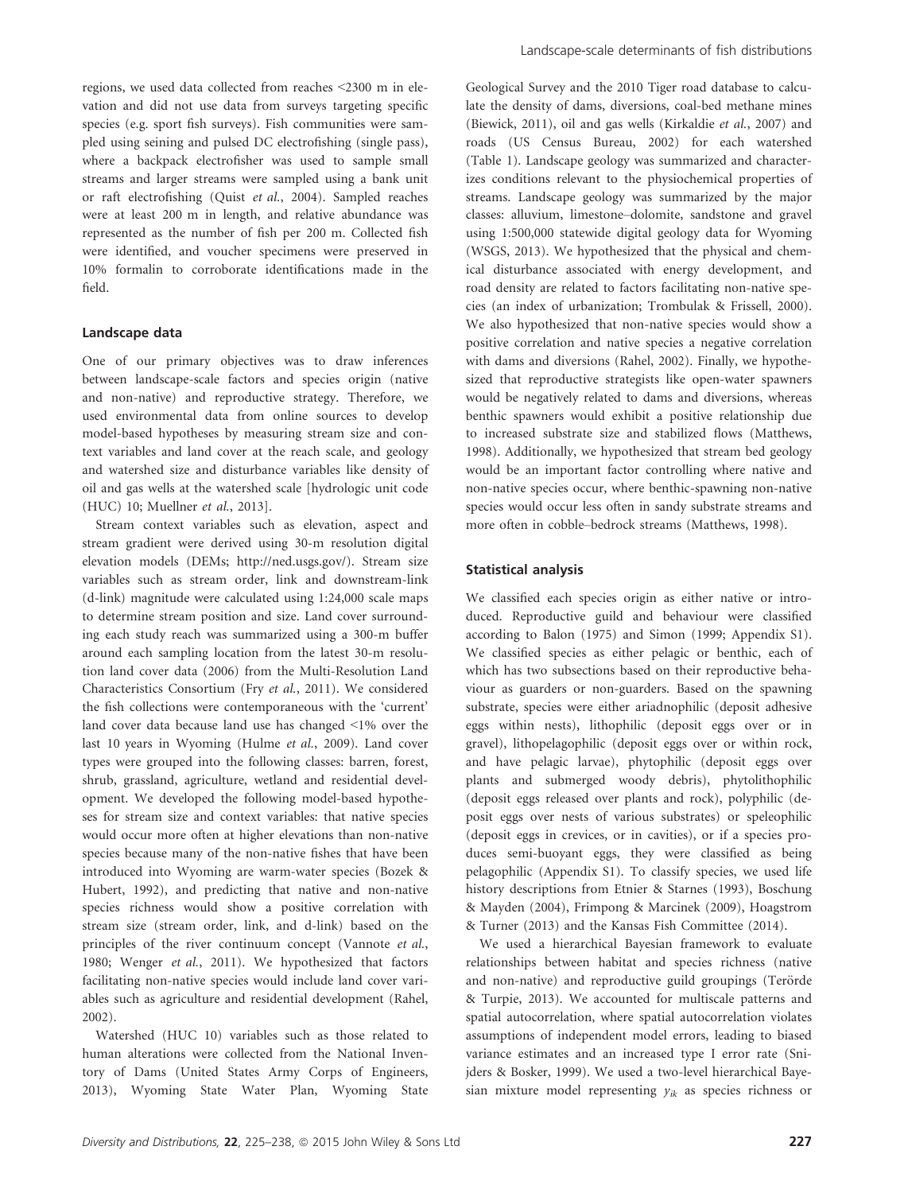regions, we used data collected from reaches <2300 m in elevation and did not use data from surveys targeting specific species (e.g. sport fish surveys). Fish communities were sampled using seining and pulsed DC electrofishing (single pass), where a backpack electrofisher was used to sample small streams and larger streams were sampled using a bank unit or raft electrofishing (Quist *et al.*, 2004). Sampled reaches were at least 200 m in length, and relative abundance was represented as the number of fish per 200 m. Collected fish were identified, and voucher specimens were preserved in 10% formalin to corroborate identifications made in the field.

### Landscape data

One of our primary objectives was to draw inferences between landscape-scale factors and species origin (native and non-native) and reproductive strategy. Therefore, we used environmental data from online sources to develop model-based hypotheses by measuring stream size and context variables and land cover at the reach scale, and geology and watershed size and disturbance variables like density of oil and gas wells at the watershed scale [hydrologic unit code (HUC) 10; Muellner *et al.*, 2013].

Stream context variables such as elevation, aspect and stream gradient were derived using 30-m resolution digital elevation models (DEMs; http://ned.usgs.gov/). Stream size variables such as stream order, link and downstream-link (d-link) magnitude were calculated using 1:24,000 scale maps to determine stream position and size. Land cover surrounding each study reach was summarized using a 300-m buffer around each sampling location from the latest 30-m resolution land cover data (2006) from the Multi-Resolution Land Characteristics Consortium (Fry *et al.*, 2011). We considered the fish collections were contemporaneous with the 'current' land cover data because land use has changed <1% over the last 10 years in Wyoming (Hulme *et al.*, 2009). Land cover types were grouped into the following classes: barren, forest, shrub, grassland, agriculture, wetland and residential development. We developed the following model-based hypotheses for stream size and context variables: that native species would occur more often at higher elevations than non-native species because many of the non-native fishes that have been introduced into Wyoming are warm-water species (Bozek & Hubert, 1992), and predicting that native and non-native species richness would show a positive correlation with stream size (stream order, link, and d-link) based on the principles of the river continuum concept (Vannote *et al.*, 1980; Wenger *et al.*, 2011). We hypothesized that factors facilitating non-native species would include land cover variables such as agriculture and residential development (Rahel, 2002).

Watershed (HUC 10) variables such as those related to human alterations were collected from the National Inventory of Dams (United States Army Corps of Engineers, 2013), Wyoming State Water Plan, Wyoming State Geological Survey and the 2010 Tiger road database to calculate the density of dams, diversions, coal-bed methane mines (Biewick, 2011), oil and gas wells (Kirkaldie *et al.*, 2007) and roads (US Census Bureau, 2002) for each watershed (Table 1). Landscape geology was summarized and characterizes conditions relevant to the physiochemical properties of streams. Landscape geology was summarized by the major classes: alluvium, limestone–dolomite, sandstone and gravel using 1:500,000 statewide digital geology data for Wyoming (WSGS, 2013). We hypothesized that the physical and chemical disturbance associated with energy development, and road density are related to factors facilitating non-native species (an index of urbanization; Trombulak & Frissell, 2000). We also hypothesized that non-native species would show a positive correlation and native species a negative correlation with dams and diversions (Rahel, 2002). Finally, we hypothesized that reproductive strategists like open-water spawners would be negatively related to dams and diversions, whereas benthic spawners would exhibit a positive relationship due to increased substrate size and stabilized flows (Matthews, 1998). Additionally, we hypothesized that stream bed geology would be an important factor controlling where native and non-native species occur, where benthic-spawning non-native species would occur less often in sandy substrate streams and more often in cobble–bedrock streams (Matthews, 1998).

### Statistical analysis

We classified each species origin as either native or introduced. Reproductive guild and behaviour were classified according to Balon (1975) and Simon (1999; Appendix S1). We classified species as either pelagic or benthic, each of which has two subsections based on their reproductive behaviour as guarders or non-guarders. Based on the spawning substrate, species were either ariadnophilic (deposit adhesive eggs within nests), lithophilic (deposit eggs over or in gravel), lithopelagophilic (deposit eggs over or within rock, and have pelagic larvae), phytophilic (deposit eggs over plants and submerged woody debris), phytolithophilic (deposit eggs released over plants and rock), polyphilic (deposit eggs over nests of various substrates) or speleophilic (deposit eggs in crevices, or in cavities), or if a species produces semi-buoyant eggs, they were classified as being pelagophilic (Appendix S1). To classify species, we used life history descriptions from Etnier & Starnes (1993), Boschung & Mayden (2004), Frimpong & Marcinek (2009), Hoagstrom & Turner (2013) and the Kansas Fish Committee (2014).

We used a hierarchical Bayesian framework to evaluate relationships between habitat and species richness (native and non-native) and reproductive guild groupings (Terörde & Turpie, 2013). We accounted for multiscale patterns and spatial autocorrelation, where spatial autocorrelation violates assumptions of independent model errors, leading to biased variance estimates and an increased type I error rate (Snijders & Bosker, 1999). We used a two-level hierarchical Bayesian mixture model representing $y_{ik}$ as species richness or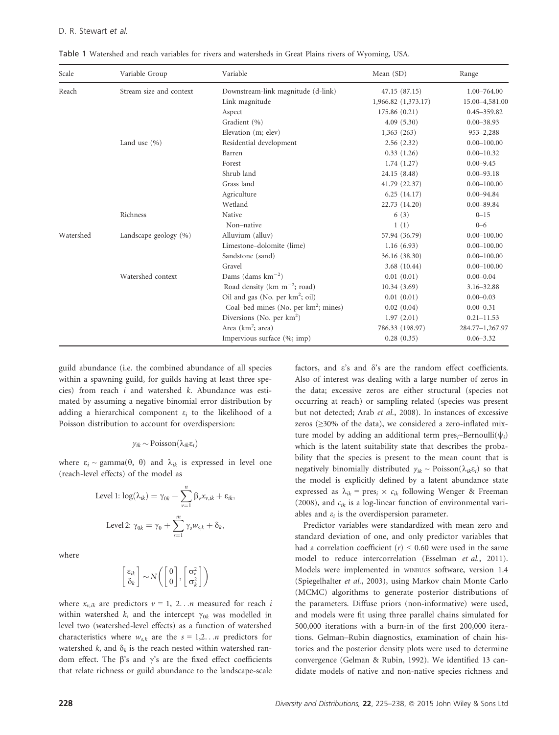Table 1 Watershed and reach variables for rivers and watersheds in Great Plains rivers of Wyoming, USA.

| Scale | Variable Group | Variable | Mean (SD) | Range |
|---|---|---|---|---|
| Reach | Stream size and context | Downstream-link magnitude (d-link) | 47.15 (87.15) | 1.00–764.00 |
| | | Link magnitude | 1,966.82 (1,373.17) | 15.00–4,581.00 |
| | | Aspect | 175.86 (0.21) | 0.45–359.82 |
| | | Gradient (%) | 4.09 (5.30) | 0.00–38.93 |
| | | Elevation (m; elev) | 1,363 (263) | 953–2,288 |
| | Land use (%) | Residential development | 2.56 (2.32) | 0.00–100.00 |
| | | Barren | 0.33 (1.26) | 0.00–10.32 |
| | | Forest | 1.74 (1.27) | 0.00–9.45 |
| | | Shrub land | 24.15 (8.48) | 0.00–93.18 |
| | | Grass land | 41.79 (22.37) | 0.00–100.00 |
| | | Agriculture | 6.25 (14.17) | 0.00–94.84 |
| | | Wetland | 22.73 (14.20) | 0.00–89.84 |
| | Richness | Native | 6 (3) | 0–15 |
| | | Non–native | 1 (1) | 0–6 |
| Watershed | Landscape geology (%) | Alluvium (alluv) | 57.94 (36.79) | 0.00–100.00 |
| | | Limestone–dolomite (lime) | 1.16 (6.93) | 0.00–100.00 |
| | | Sandstone (sand) | 36.16 (38.30) | 0.00–100.00 |
| | | Gravel | 3.68 (10.44) | 0.00–100.00 |
| | Watershed context | Dams (dams km$^{-2}$) | 0.01 (0.01) | 0.00–0.04 |
| | | Road density (km m$^{-2}$; road) | 10.34 (3.69) | 3.16–32.88 |
| | | Oil and gas (No. per km$^2$; oil) | 0.01 (0.01) | 0.00–0.03 |
| | | Coal–bed mines (No. per km$^2$; mines) | 0.02 (0.04) | 0.00–0.31 |
| | | Diversions (No. per km$^2$) | 1.97 (2.01) | 0.21–11.53 |
| | | Area (km$^2$; area) | 786.33 (198.97) | 284.77–1,267.97 |
| | | Impervious surface (%; imp) | 0.28 (0.35) | 0.06–3.32 |

guild abundance (i.e. the combined abundance of all species within a spawning guild, for guilds having at least three species) from reach $i$ and watershed $k$. Abundance was estimated by assuming a negative binomial error distribution by adding a hierarchical component $\varepsilon_i$ to the likelihood of a Poisson distribution to account for overdispersion:

$$y_{ik} \sim \text{Poisson}(\lambda_{ik}\varepsilon_i)$$

where $\varepsilon_i \sim \text{gamma}(\theta,\ \theta)$ and $\lambda_{ik}$ is expressed in level one (reach-level effects) of the model as

$$\text{Level 1: } \log(\lambda_{ik}) = \gamma_{0k} + \sum_{v=1}^{n} \beta_v x_{v,ik} + \varepsilon_{ik},$$

$$\text{Level 2: } \gamma_{0k} = \gamma_0 + \sum_{s=1}^{m} \gamma_s w_{s,k} + \delta_k,$$

where

$$\begin{bmatrix} \varepsilon_{ik} \\ \delta_k \end{bmatrix} \sim N\left( \begin{bmatrix} 0 \\ 0 \end{bmatrix}, \begin{bmatrix} \sigma_\varepsilon^2 \\ \sigma_k^2 \end{bmatrix} \right)$$

where $x_{v,ik}$ are predictors $v = 1,\ 2\ldots n$ measured for reach $i$ within watershed $k$, and the intercept $\gamma_{0k}$ was modelled in level two (watershed-level effects) as a function of watershed characteristics where $w_{s,k}$ are the $s = 1,2\ldots n$ predictors for watershed $k$, and $\delta_k$ is the reach nested within watershed random effect. The β's and γ's are the fixed effect coefficients that relate richness or guild abundance to the landscape-scale factors, and ε's and δ's are the random effect coefficients. Also of interest was dealing with a large number of zeros in the data; excessive zeros are either structural (species not occurring at reach) or sampling related (species was present but not detected; Arab *et al.*, 2008). In instances of excessive zeros (≥30% of the data), we considered a zero-inflated mixture model by adding an additional term $\text{pres}_i \sim \text{Bernoulli}(\psi_i)$ which is the latent suitability state that describes the probability that the species is present to the mean count that is negatively binomially distributed $y_{ik} \sim \text{Poisson}(\lambda_{ik}\varepsilon_i)$ so that the model is explicitly defined by a latent abundance state expressed as $\lambda_{ik} = \text{pres}_i \times c_{ik}$ following Wenger & Freeman (2008), and $c_{ik}$ is a log-linear function of environmental variables and $\varepsilon_i$ is the overdispersion parameter.

Predictor variables were standardized with mean zero and standard deviation of one, and only predictor variables that had a correlation coefficient ($r$) < 0.60 were used in the same model to reduce intercorrelation (Esselman *et al.*, 2011). Models were implemented in WINBUGS software, version 1.4 (Spiegelhalter *et al.*, 2003), using Markov chain Monte Carlo (MCMC) algorithms to generate posterior distributions of the parameters. Diffuse priors (non-informative) were used, and models were fit using three parallel chains simulated for 500,000 iterations with a burn-in of the first 200,000 iterations. Gelman–Rubin diagnostics, examination of chain histories and the posterior density plots were used to determine convergence (Gelman & Rubin, 1992). We identified 13 candidate models of native and non-native species richness and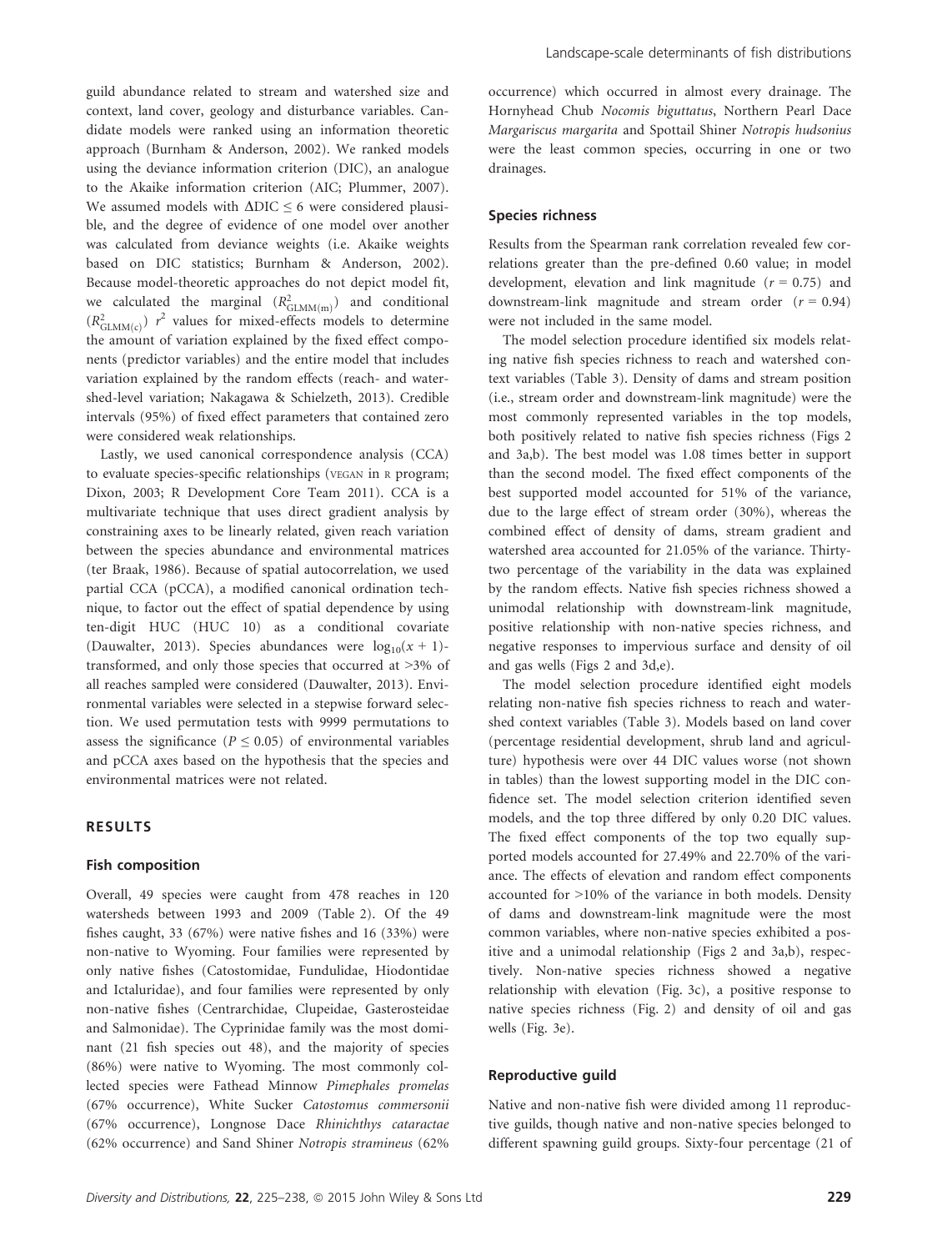guild abundance related to stream and watershed size and context, land cover, geology and disturbance variables. Candidate models were ranked using an information theoretic approach (Burnham & Anderson, 2002). We ranked models using the deviance information criterion (DIC), an analogue to the Akaike information criterion (AIC; Plummer, 2007). We assumed models with $\Delta\text{DIC} \leq 6$ were considered plausible, and the degree of evidence of one model over another was calculated from deviance weights (i.e. Akaike weights based on DIC statistics; Burnham & Anderson, 2002). Because model-theoretic approaches do not depict model fit, we calculated the marginal ($R^2_{\text{GLMM(m)}}$) and conditional ($R^2_{\text{GLMM(c)}}$) $r^2$ values for mixed-effects models to determine the amount of variation explained by the fixed effect components (predictor variables) and the entire model that includes variation explained by the random effects (reach- and watershed-level variation; Nakagawa & Schielzeth, 2013). Credible intervals (95%) of fixed effect parameters that contained zero were considered weak relationships.

Lastly, we used canonical correspondence analysis (CCA) to evaluate species-specific relationships (VEGAN in R program; Dixon, 2003; R Development Core Team 2011). CCA is a multivariate technique that uses direct gradient analysis by constraining axes to be linearly related, given reach variation between the species abundance and environmental matrices (ter Braak, 1986). Because of spatial autocorrelation, we used partial CCA (pCCA), a modified canonical ordination technique, to factor out the effect of spatial dependence by using ten-digit HUC (HUC 10) as a conditional covariate (Dauwalter, 2013). Species abundances were $\log_{10}(x + 1)$-transformed, and only those species that occurred at >3% of all reaches sampled were considered (Dauwalter, 2013). Environmental variables were selected in a stepwise forward selection. We used permutation tests with 9999 permutations to assess the significance ($P \leq 0.05$) of environmental variables and pCCA axes based on the hypothesis that the species and environmental matrices were not related.

## RESULTS

### Fish composition

Overall, 49 species were caught from 478 reaches in 120 watersheds between 1993 and 2009 (Table 2). Of the 49 fishes caught, 33 (67%) were native fishes and 16 (33%) were non-native to Wyoming. Four families were represented by only native fishes (Catostomidae, Fundulidae, Hiodontidae and Ictaluridae), and four families were represented by only non-native fishes (Centrarchidae, Clupeidae, Gasterosteidae and Salmonidae). The Cyprinidae family was the most dominant (21 fish species out 48), and the majority of species (86%) were native to Wyoming. The most commonly collected species were Fathead Minnow *Pimephales promelas* (67% occurrence), White Sucker *Catostomus commersonii* (67% occurrence), Longnose Dace *Rhinichthys cataractae* (62% occurrence) and Sand Shiner *Notropis stramineus* (62% occurrence) which occurred in almost every drainage. The Hornyhead Chub *Nocomis biguttatus*, Northern Pearl Dace *Margariscus margarita* and Spottail Shiner *Notropis hudsonius* were the least common species, occurring in one or two drainages.

### Species richness

Results from the Spearman rank correlation revealed few correlations greater than the pre-defined 0.60 value; in model development, elevation and link magnitude ($r = 0.75$) and downstream-link magnitude and stream order ($r = 0.94$) were not included in the same model.

The model selection procedure identified six models relating native fish species richness to reach and watershed context variables (Table 3). Density of dams and stream position (i.e., stream order and downstream-link magnitude) were the most commonly represented variables in the top models, both positively related to native fish species richness (Figs 2 and 3a,b). The best model was 1.08 times better in support than the second model. The fixed effect components of the best supported model accounted for 51% of the variance, due to the large effect of stream order (30%), whereas the combined effect of density of dams, stream gradient and watershed area accounted for 21.05% of the variance. Thirty-two percentage of the variability in the data was explained by the random effects. Native fish species richness showed a unimodal relationship with downstream-link magnitude, positive relationship with non-native species richness, and negative responses to impervious surface and density of oil and gas wells (Figs 2 and 3d,e).

The model selection procedure identified eight models relating non-native fish species richness to reach and watershed context variables (Table 3). Models based on land cover (percentage residential development, shrub land and agriculture) hypothesis were over 44 DIC values worse (not shown in tables) than the lowest supporting model in the DIC confidence set. The model selection criterion identified seven models, and the top three differed by only 0.20 DIC values. The fixed effect components of the top two equally supported models accounted for 27.49% and 22.70% of the variance. The effects of elevation and random effect components accounted for >10% of the variance in both models. Density of dams and downstream-link magnitude were the most common variables, where non-native species exhibited a positive and a unimodal relationship (Figs 2 and 3a,b), respectively. Non-native species richness showed a negative relationship with elevation (Fig. 3c), a positive response to native species richness (Fig. 2) and density of oil and gas wells (Fig. 3e).

### Reproductive guild

Native and non-native fish were divided among 11 reproductive guilds, though native and non-native species belonged to different spawning guild groups. Sixty-four percentage (21 of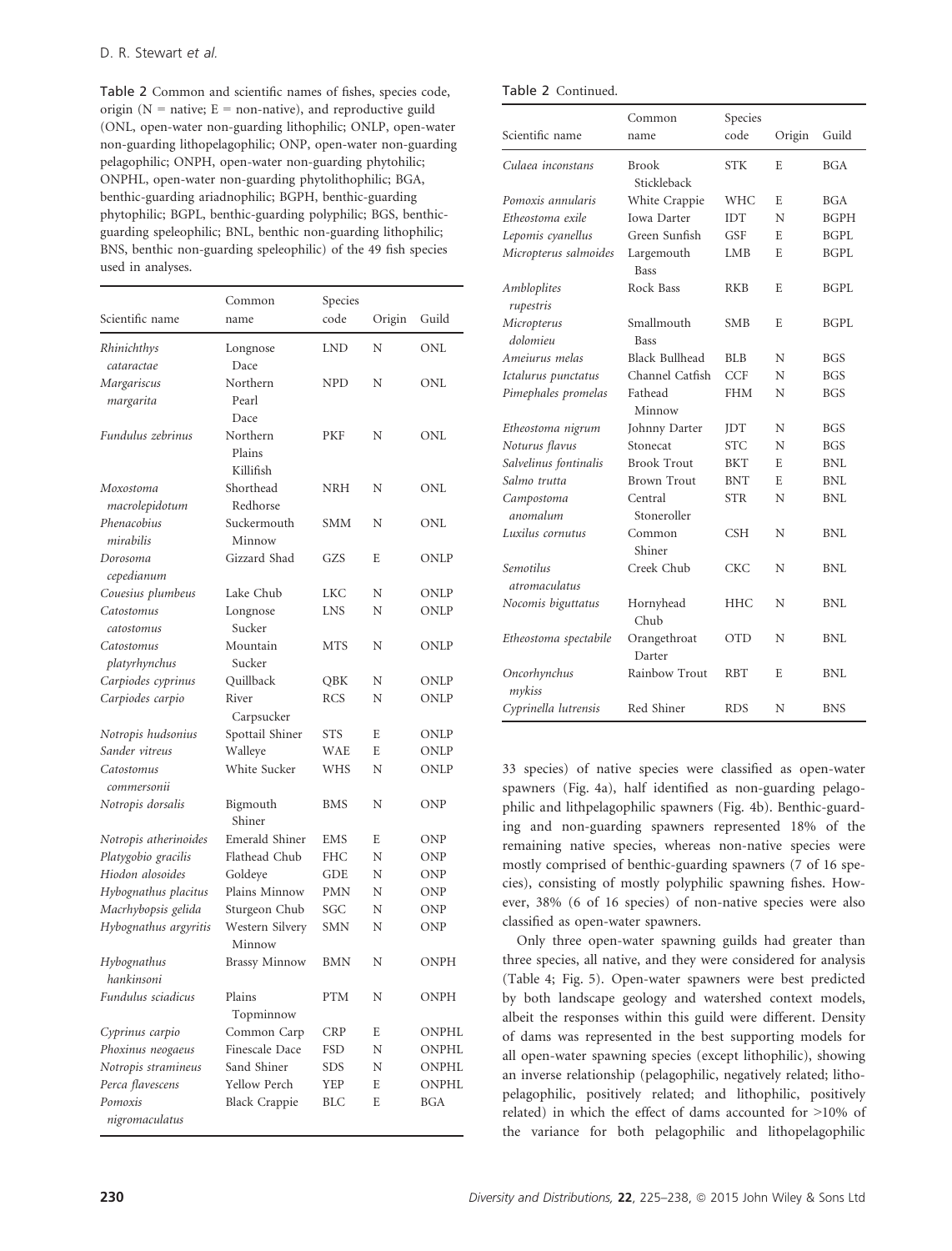Table 2 Common and scientific names of fishes, species code, origin (N = native; E = non-native), and reproductive guild (ONL, open-water non-guarding lithophilic; ONLP, open-water non-guarding lithopelagophilic; ONP, open-water non-guarding pelagophilic; ONPH, open-water non-guarding phytohilic; ONPHL, open-water non-guarding phytolithophilic; BGA, benthic-guarding ariadnophilic; BGPH, benthic-guarding phytophilic; BGPL, benthic-guarding polyphilic; BGS, benthic-guarding speleophilic; BNL, benthic non-guarding lithophilic; BNS, benthic non-guarding speleophilic) of the 49 fish species used in analyses.

| Scientific name | Common name | Species code | Origin | Guild |
|---|---|---|---|---|
| *Rhinichthys cataractae* | Longnose Dace | LND | N | ONL |
| *Margariscus margarita* | Northern Pearl Dace | NPD | N | ONL |
| *Fundulus zebrinus* | Northern Plains Killifish | PKF | N | ONL |
| *Moxostoma macrolepidotum* | Shorthead Redhorse | NRH | N | ONL |
| *Phenacobius mirabilis* | Suckermouth Minnow | SMM | N | ONL |
| *Dorosoma cepedianum* | Gizzard Shad | GZS | E | ONLP |
| *Couesius plumbeus* | Lake Chub | LKC | N | ONLP |
| *Catostomus catostomus* | Longnose Sucker | LNS | N | ONLP |
| *Catostomus platyrhynchus* | Mountain Sucker | MTS | N | ONLP |
| *Carpiodes cyprinus* | Quillback | QBK | N | ONLP |
| *Carpiodes carpio* | River Carpsucker | RCS | N | ONLP |
| *Notropis hudsonius* | Spottail Shiner | STS | E | ONLP |
| *Sander vitreus* | Walleye | WAE | E | ONLP |
| *Catostomus commersonii* | White Sucker | WHS | N | ONLP |
| *Notropis dorsalis* | Bigmouth Shiner | BMS | N | ONP |
| *Notropis atherinoides* | Emerald Shiner | EMS | E | ONP |
| *Platygobio gracilis* | Flathead Chub | FHC | N | ONP |
| *Hiodon alosoides* | Goldeye | GDE | N | ONP |
| *Hybognathus placitus* | Plains Minnow | PMN | N | ONP |
| *Macrhybopsis gelida* | Sturgeon Chub | SGC | N | ONP |
| *Hybognathus argyritis* | Western Silvery Minnow | SMN | N | ONP |
| *Hybognathus hankinsoni* | Brassy Minnow | BMN | N | ONPH |
| *Fundulus sciadicus* | Plains Topminnow | PTM | N | ONPH |
| *Cyprinus carpio* | Common Carp | CRP | E | ONPHL |
| *Phoxinus neogaeus* | Finescale Dace | FSD | N | ONPHL |
| *Notropis stramineus* | Sand Shiner | SDS | N | ONPHL |
| *Perca flavescens* | Yellow Perch | YEP | E | ONPHL |
| *Pomoxis nigromaculatus* | Black Crappie | BLC | E | BGA |
| *Culaea inconstans* | Brook Stickleback | STK | E | BGA |
| *Pomoxis annularis* | White Crappie | WHC | E | BGA |
| *Etheostoma exile* | Iowa Darter | IDT | N | BGPH |
| *Lepomis cyanellus* | Green Sunfish | GSF | E | BGPL |
| *Micropterus salmoides* | Largemouth Bass | LMB | E | BGPL |
| *Ambloplites rupestris* | Rock Bass | RKB | E | BGPL |
| *Micropterus dolomieu* | Smallmouth Bass | SMB | E | BGPL |
| *Ameiurus melas* | Black Bullhead | BLB | N | BGS |
| *Ictalurus punctatus* | Channel Catfish | CCF | N | BGS |
| *Pimephales promelas* | Fathead Minnow | FHM | N | BGS |
| *Etheostoma nigrum* | Johnny Darter | JDT | N | BGS |
| *Noturus flavus* | Stonecat | STC | N | BGS |
| *Salvelinus fontinalis* | Brook Trout | BKT | E | BNL |
| *Salmo trutta* | Brown Trout | BNT | E | BNL |
| *Campostoma anomalum* | Central Stoneroller | STR | N | BNL |
| *Luxilus cornutus* | Common Shiner | CSH | N | BNL |
| *Semotilus atromaculatus* | Creek Chub | CKC | N | BNL |
| *Nocomis biguttatus* | Hornyhead Chub | HHC | N | BNL |
| *Etheostoma spectabile* | Orangethroat Darter | OTD | N | BNL |
| *Oncorhynchus mykiss* | Rainbow Trout | RBT | E | BNL |
| *Cyprinella lutrensis* | Red Shiner | RDS | N | BNS |

33 species) of native species were classified as open-water spawners (Fig. 4a), half identified as non-guarding pelagophilic and lithpelagophilic spawners (Fig. 4b). Benthic-guarding and non-guarding spawners represented 18% of the remaining native species, whereas non-native species were mostly comprised of benthic-guarding spawners (7 of 16 species), consisting of mostly polyphilic spawning fishes. However, 38% (6 of 16 species) of non-native species were also classified as open-water spawners.

Only three open-water spawning guilds had greater than three species, all native, and they were considered for analysis (Table 4; Fig. 5). Open-water spawners were best predicted by both landscape geology and watershed context models, albeit the responses within this guild were different. Density of dams was represented in the best supporting models for all open-water spawning species (except lithophilic), showing an inverse relationship (pelagophilic, negatively related; lithopelagophilic, positively related; and lithophilic, positively related) in which the effect of dams accounted for >10% of the variance for both pelagophilic and lithopelagophilic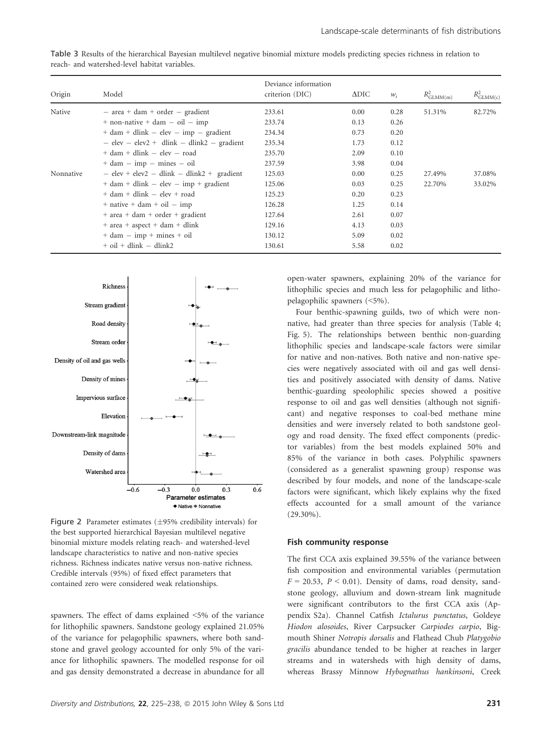Table 3 Results of the hierarchical Bayesian multilevel negative binomial mixture models predicting species richness in relation to reach- and watershed-level habitat variables.

| Origin | Model | Deviance information criterion (DIC) | ΔDIC | $w_i$ | $R^2_{GLMM(m)}$ | $R^2_{GLMM(c)}$ |
|---|---|---|---|---|---|---|
| Native | − area + dam + order − gradient | 233.61 | 0.00 | 0.28 | 51.31% | 82.72% |
| | + non-native + dam − oil − imp | 233.74 | 0.13 | 0.26 | | |
| | + dam + dlink − elev − imp − gradient | 234.34 | 0.73 | 0.20 | | |
| | − elev − elev2 + dlink − dlink2 − gradient | 235.34 | 1.73 | 0.12 | | |
| | + dam + dlink − elev − road | 235.70 | 2.09 | 0.10 | | |
| | + dam − imp − mines − oil | 237.59 | 3.98 | 0.04 | | |
| Nonnative | − elev + elev2 − dlink − dlink2 + gradient | 125.03 | 0.00 | 0.25 | 27.49% | 37.08% |
| | + dam + dlink − elev − imp + gradient | 125.06 | 0.03 | 0.25 | 22.70% | 33.02% |
| | + dam + dlink − elev + road | 125.23 | 0.20 | 0.23 | | |
| | + native + dam + oil − imp | 126.28 | 1.25 | 0.14 | | |
| | + area + dam + order + gradient | 127.64 | 2.61 | 0.07 | | |
| | + area + aspect + dam + dlink | 129.16 | 4.13 | 0.03 | | |
| | + dam − imp + mines + oil | 130.12 | 5.09 | 0.02 | | |
| | + oil + dlink − dlink2 | 130.61 | 5.58 | 0.02 | | |

Figure 2 Parameter estimates (±95% credibility intervals) for the best supported hierarchical Bayesian multilevel negative binomial mixture models relating reach- and watershed-level landscape characteristics to native and non-native species richness. Richness indicates native versus non-native richness. Credible intervals (95%) of fixed effect parameters that contained zero were considered weak relationships.

spawners. The effect of dams explained <5% of the variance for lithophilic spawners. Sandstone geology explained 21.05% of the variance for pelagophilic spawners, where both sandstone and gravel geology accounted for only 5% of the variance for lithophilic spawners. The modelled response for oil and gas density demonstrated a decrease in abundance for all open-water spawners, explaining 20% of the variance for lithophilic species and much less for pelagophilic and litho-pelagophilic spawners (<5%).

Four benthic-spawning guilds, two of which were non-native, had greater than three species for analysis (Table 4; Fig. 5). The relationships between benthic non-guarding lithophilic species and landscape-scale factors were similar for native and non-natives. Both native and non-native species were negatively associated with oil and gas well densities and positively associated with density of dams. Native benthic-guarding speolophilic species showed a positive response to oil and gas well densities (although not significant) and negative responses to coal-bed methane mine densities and were inversely related to both sandstone geology and road density. The fixed effect components (predictor variables) from the best models explained 50% and 85% of the variance in both cases. Polyphilic spawners (considered as a generalist spawning group) response was described by four models, and none of the landscape-scale factors were significant, which likely explains why the fixed effects accounted for a small amount of the variance (29.30%).

### Fish community response

The first CCA axis explained 39.55% of the variance between fish composition and environmental variables (permutation $F = 20.53$, $P < 0.01$). Density of dams, road density, sandstone geology, alluvium and down-stream link magnitude were significant contributors to the first CCA axis (Appendix S2a). Channel Catfish *Ictalurus punctatus*, Goldeye *Hiodon alosoides*, River Carpsucker *Carpiodes carpio*, Bigmouth Shiner *Notropis dorsalis* and Flathead Chub *Platygobio gracilis* abundance tended to be higher at reaches in larger streams and in watersheds with high density of dams, whereas Brassy Minnow *Hybognathus hankinsoni*, Creek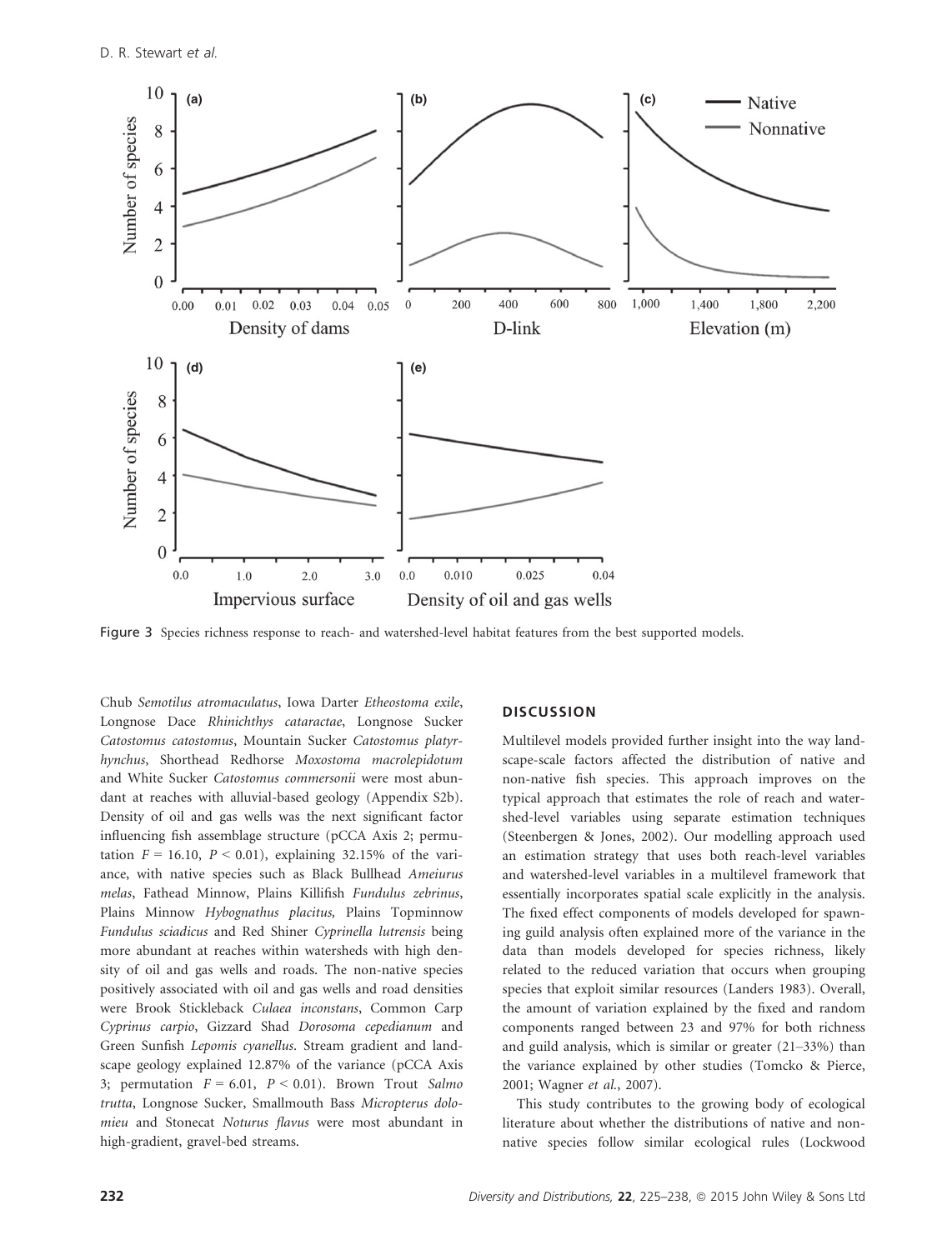Figure 3 Species richness response to reach- and watershed-level habitat features from the best supported models.

Chub *Semotilus atromaculatus*, Iowa Darter *Etheostoma exile*, Longnose Dace *Rhinichthys cataractae*, Longnose Sucker *Catostomus catostomus*, Mountain Sucker *Catostomus platyrhynchus*, Shorthead Redhorse *Moxostoma macrolepidotum* and White Sucker *Catostomus commersonii* were most abundant at reaches with alluvial-based geology (Appendix S2b). Density of oil and gas wells was the next significant factor influencing fish assemblage structure (pCCA Axis 2; permutation $F = 16.10$, $P < 0.01$), explaining 32.15% of the variance, with native species such as Black Bullhead *Ameiurus melas*, Fathead Minnow, Plains Killifish *Fundulus zebrinus*, Plains Minnow *Hybognathus placitus*, Plains Topminnow *Fundulus sciadicus* and Red Shiner *Cyprinella lutrensis* being more abundant at reaches within watersheds with high density of oil and gas wells and roads. The non-native species positively associated with oil and gas wells and road densities were Brook Stickleback *Culaea inconstans*, Common Carp *Cyprinus carpio*, Gizzard Shad *Dorosoma cepedianum* and Green Sunfish *Lepomis cyanellus*. Stream gradient and landscape geology explained 12.87% of the variance (pCCA Axis 3; permutation $F = 6.01$, $P < 0.01$). Brown Trout *Salmo trutta*, Longnose Sucker, Smallmouth Bass *Micropterus dolomieu* and Stonecat *Noturus flavus* were most abundant in high-gradient, gravel-bed streams.

## DISCUSSION

Multilevel models provided further insight into the way landscape-scale factors affected the distribution of native and non-native fish species. This approach improves on the typical approach that estimates the role of reach and watershed-level variables using separate estimation techniques (Steenbergen & Jones, 2002). Our modelling approach used an estimation strategy that uses both reach-level variables and watershed-level variables in a multilevel framework that essentially incorporates spatial scale explicitly in the analysis. The fixed effect components of models developed for spawning guild analysis often explained more of the variance in the data than models developed for species richness, likely related to the reduced variation that occurs when grouping species that exploit similar resources (Landers 1983). Overall, the amount of variation explained by the fixed and random components ranged between 23 and 97% for both richness and guild analysis, which is similar or greater (21–33%) than the variance explained by other studies (Tomcko & Pierce, 2001; Wagner *et al.*, 2007).

This study contributes to the growing body of ecological literature about whether the distributions of native and non-native species follow similar ecological rules (Lockwood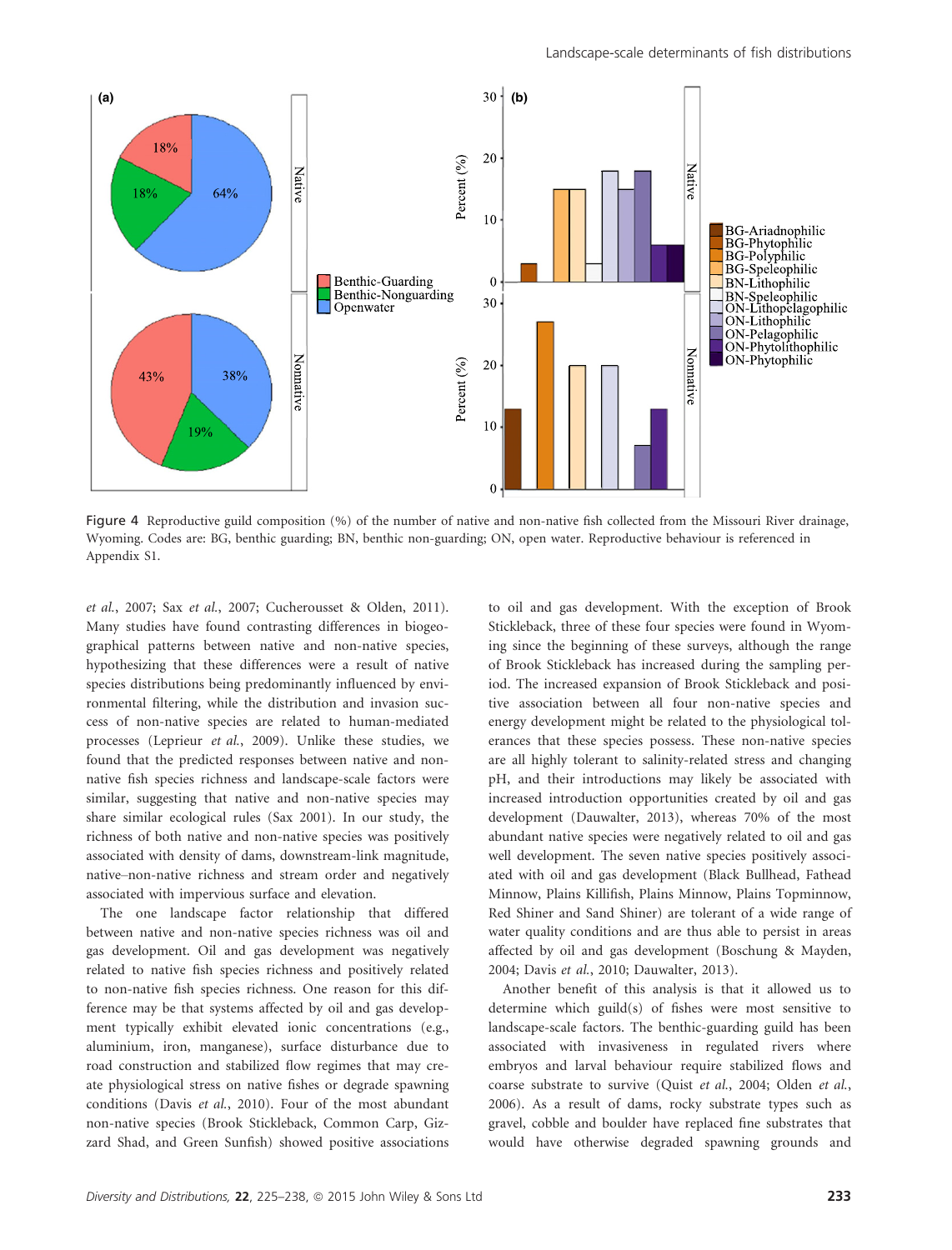(a)

18%

18%

64%

Native

43%

38%

19%

Nonnative

Benthic-Guarding
Benthic-Nonguarding
Openwater

(b)

Percent (%)

30
20
10
0

Native

30
20
10
0

Percent (%)

Nonnative

BG-Ariadnophilic
BG-Phytophilic
BG-Polyphilic
BG-Speleophilic
BN-Lithophilic
BN-Speleophilic
ON-Lithopelagophilic
ON-Lithophilic
ON-Pelagophilic
ON-Phytolithophilic
ON-Phytophilic

Figure 4 Reproductive guild composition (%) of the number of native and non-native fish collected from the Missouri River drainage, Wyoming. Codes are: BG, benthic guarding; BN, benthic non-guarding; ON, open water. Reproductive behaviour is referenced in Appendix S1.

*et al.*, 2007; Sax *et al.*, 2007; Cucherousset & Olden, 2011). Many studies have found contrasting differences in biogeographical patterns between native and non-native species, hypothesizing that these differences were a result of native species distributions being predominantly influenced by environmental filtering, while the distribution and invasion success of non-native species are related to human-mediated processes (Leprieur *et al.*, 2009). Unlike these studies, we found that the predicted responses between native and non-native fish species richness and landscape-scale factors were similar, suggesting that native and non-native species may share similar ecological rules (Sax 2001). In our study, the richness of both native and non-native species was positively associated with density of dams, downstream-link magnitude, native–non-native richness and stream order and negatively associated with impervious surface and elevation.

The one landscape factor relationship that differed between native and non-native species richness was oil and gas development. Oil and gas development was negatively related to native fish species richness and positively related to non-native fish species richness. One reason for this difference may be that systems affected by oil and gas development typically exhibit elevated ionic concentrations (e.g., aluminium, iron, manganese), surface disturbance due to road construction and stabilized flow regimes that may create physiological stress on native fishes or degrade spawning conditions (Davis *et al.*, 2010). Four of the most abundant non-native species (Brook Stickleback, Common Carp, Gizzard Shad, and Green Sunfish) showed positive associations to oil and gas development. With the exception of Brook Stickleback, three of these four species were found in Wyoming since the beginning of these surveys, although the range of Brook Stickleback has increased during the sampling period. The increased expansion of Brook Stickleback and positive association between all four non-native species and energy development might be related to the physiological tolerances that these species possess. These non-native species are all highly tolerant to salinity-related stress and changing pH, and their introductions may likely be associated with increased introduction opportunities created by oil and gas development (Dauwalter, 2013), whereas 70% of the most abundant native species were negatively related to oil and gas well development. The seven native species positively associated with oil and gas development (Black Bullhead, Fathead Minnow, Plains Killifish, Plains Minnow, Plains Topminnow, Red Shiner and Sand Shiner) are tolerant of a wide range of water quality conditions and are thus able to persist in areas affected by oil and gas development (Boschung & Mayden, 2004; Davis *et al.*, 2010; Dauwalter, 2013).

Another benefit of this analysis is that it allowed us to determine which guild(s) of fishes were most sensitive to landscape-scale factors. The benthic-guarding guild has been associated with invasiveness in regulated rivers where embryos and larval behaviour require stabilized flows and coarse substrate to survive (Quist *et al.*, 2004; Olden *et al.*, 2006). As a result of dams, rocky substrate types such as gravel, cobble and boulder have replaced fine substrates that would have otherwise degraded spawning grounds and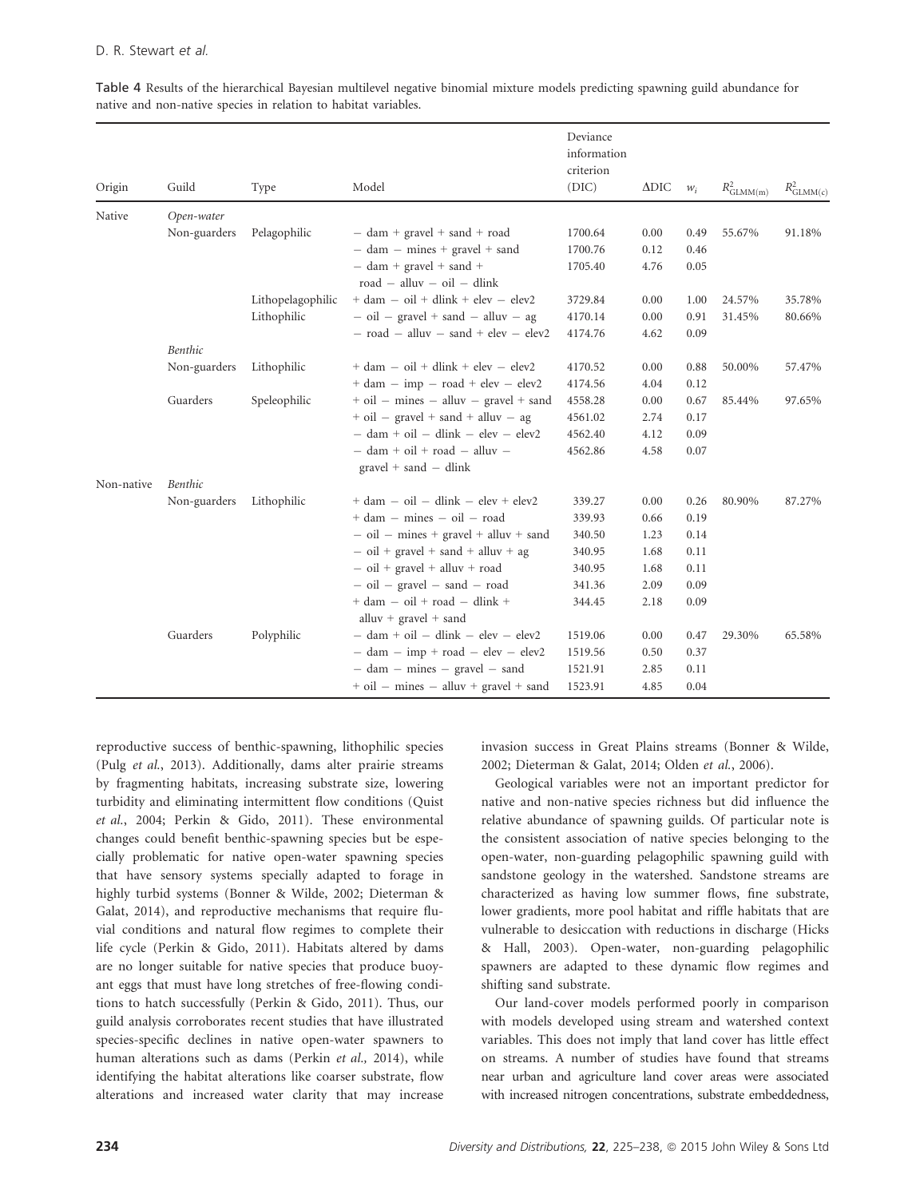Table 4 Results of the hierarchical Bayesian multilevel negative binomial mixture models predicting spawning guild abundance for native and non-native species in relation to habitat variables.

| Origin | Guild | Type | Model | Deviance information criterion (DIC) | ΔDIC | $w_i$ | $R^2_{GLMM(m)}$ | $R^2_{GLMM(c)}$ |
|---|---|---|---|---|---|---|---|---|
| Native | *Open-water* | | | | | | | |
| | Non-guarders | Pelagophilic | − dam + gravel + sand + road | 1700.64 | 0.00 | 0.49 | 55.67% | 91.18% |
| | | | − dam − mines + gravel + sand | 1700.76 | 0.12 | 0.46 | | |
| | | | − dam + gravel + sand + road − alluv − oil − dlink | 1705.40 | 4.76 | 0.05 | | |
| | | Lithopelagophilic | + dam − oil + dlink + elev − elev2 | 3729.84 | 0.00 | 1.00 | 24.57% | 35.78% |
| | | Lithophilic | − oil − gravel + sand − alluv − ag | 4170.14 | 0.00 | 0.91 | 31.45% | 80.66% |
| | | | − road − alluv − sand + elev − elev2 | 4174.76 | 4.62 | 0.09 | | |
| | *Benthic* | | | | | | | |
| | Non-guarders | Lithophilic | + dam − oil + dlink + elev − elev2 | 4170.52 | 0.00 | 0.88 | 50.00% | 57.47% |
| | | | + dam − imp − road + elev − elev2 | 4174.56 | 4.04 | 0.12 | | |
| | Guarders | Speleophilic | + oil − mines − alluv − gravel + sand | 4558.28 | 0.00 | 0.67 | 85.44% | 97.65% |
| | | | + oil − gravel + sand + alluv − ag | 4561.02 | 2.74 | 0.17 | | |
| | | | − dam + oil − dlink − elev − elev2 | 4562.40 | 4.12 | 0.09 | | |
| | | | − dam + oil + road − alluv − gravel + sand − dlink | 4562.86 | 4.58 | 0.07 | | |
| Non-native | *Benthic* | | | | | | | |
| | Non-guarders | Lithophilic | + dam − oil − dlink − elev + elev2 | 339.27 | 0.00 | 0.26 | 80.90% | 87.27% |
| | | | + dam − mines − oil − road | 339.93 | 0.66 | 0.19 | | |
| | | | − oil − mines + gravel + alluv + sand | 340.50 | 1.23 | 0.14 | | |
| | | | − oil + gravel + sand + alluv + ag | 340.95 | 1.68 | 0.11 | | |
| | | | − oil + gravel + alluv + road | 340.95 | 1.68 | 0.11 | | |
| | | | − oil − gravel − sand − road | 341.36 | 2.09 | 0.09 | | |
| | | | + dam − oil + road − dlink + alluv + gravel + sand | 344.45 | 2.18 | 0.09 | | |
| | Guarders | Polyphilic | − dam + oil − dlink − elev − elev2 | 1519.06 | 0.00 | 0.47 | 29.30% | 65.58% |
| | | | − dam − imp + road − elev − elev2 | 1519.56 | 0.50 | 0.37 | | |
| | | | − dam − mines − gravel − sand | 1521.91 | 2.85 | 0.11 | | |
| | | | + oil − mines − alluv + gravel + sand | 1523.91 | 4.85 | 0.04 | | |

reproductive success of benthic-spawning, lithophilic species (Pulg *et al.*, 2013). Additionally, dams alter prairie streams by fragmenting habitats, increasing substrate size, lowering turbidity and eliminating intermittent flow conditions (Quist *et al.*, 2004; Perkin & Gido, 2011). These environmental changes could benefit benthic-spawning species but be especially problematic for native open-water spawning species that have sensory systems specially adapted to forage in highly turbid systems (Bonner & Wilde, 2002; Dieterman & Galat, 2014), and reproductive mechanisms that require fluvial conditions and natural flow regimes to complete their life cycle (Perkin & Gido, 2011). Habitats altered by dams are no longer suitable for native species that produce buoyant eggs that must have long stretches of free-flowing conditions to hatch successfully (Perkin & Gido, 2011). Thus, our guild analysis corroborates recent studies that have illustrated species-specific declines in native open-water spawners to human alterations such as dams (Perkin *et al.,* 2014), while identifying the habitat alterations like coarser substrate, flow alterations and increased water clarity that may increase invasion success in Great Plains streams (Bonner & Wilde, 2002; Dieterman & Galat, 2014; Olden *et al.*, 2006).

Geological variables were not an important predictor for native and non-native species richness but did influence the relative abundance of spawning guilds. Of particular note is the consistent association of native species belonging to the open-water, non-guarding pelagophilic spawning guild with sandstone geology in the watershed. Sandstone streams are characterized as having low summer flows, fine substrate, lower gradients, more pool habitat and riffle habitats that are vulnerable to desiccation with reductions in discharge (Hicks & Hall, 2003). Open-water, non-guarding pelagophilic spawners are adapted to these dynamic flow regimes and shifting sand substrate.

Our land-cover models performed poorly in comparison with models developed using stream and watershed context variables. This does not imply that land cover has little effect on streams. A number of studies have found that streams near urban and agriculture land cover areas were associated with increased nitrogen concentrations, substrate embeddedness,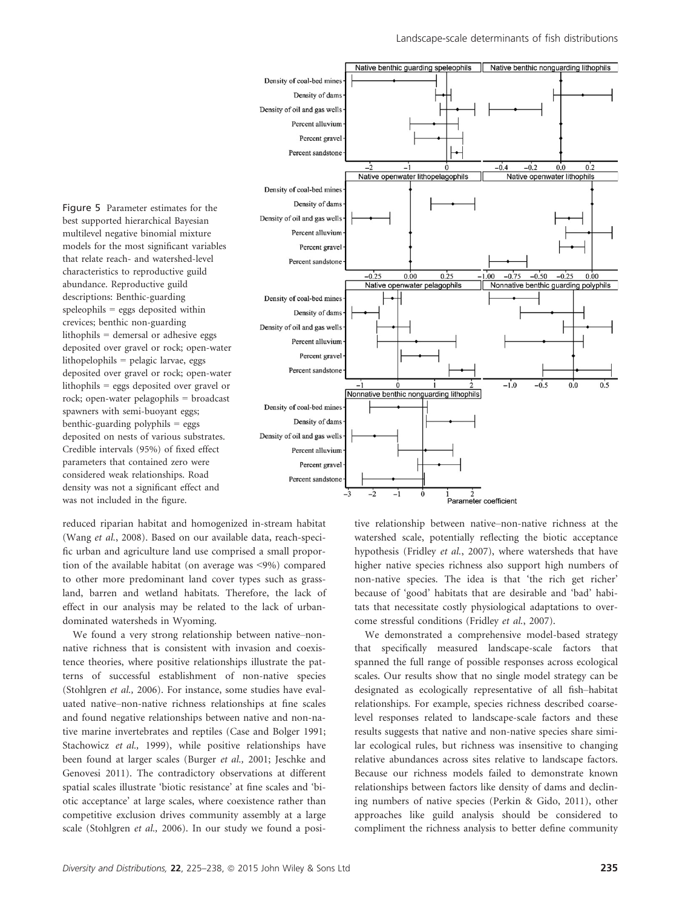Figure 5 Parameter estimates for the best supported hierarchical Bayesian multilevel negative binomial mixture models for the most significant variables that relate reach- and watershed-level characteristics to reproductive guild abundance. Reproductive guild descriptions: Benthic-guarding speleophils = eggs deposited within crevices; benthic non-guarding lithophils = demersal or adhesive eggs deposited over gravel or rock; open-water lithopelophils = pelagic larvae, eggs deposited over gravel or rock; open-water lithophils = eggs deposited over gravel or rock; open-water pelagophils = broadcast spawners with semi-buoyant eggs; benthic-guarding polyphils = eggs deposited on nests of various substrates. Credible intervals (95%) of fixed effect parameters that contained zero were considered weak relationships. Road density was not a significant effect and was not included in the figure.

reduced riparian habitat and homogenized in-stream habitat (Wang *et al.*, 2008). Based on our available data, reach-specific urban and agriculture land use comprised a small proportion of the available habitat (on average was <9%) compared to other more predominant land cover types such as grassland, barren and wetland habitats. Therefore, the lack of effect in our analysis may be related to the lack of urban-dominated watersheds in Wyoming.

We found a very strong relationship between native–non-native richness that is consistent with invasion and coexistence theories, where positive relationships illustrate the patterns of successful establishment of non-native species (Stohlgren *et al.*, 2006). For instance, some studies have evaluated native–non-native richness relationships at fine scales and found negative relationships between native and non-native marine invertebrates and reptiles (Case and Bolger 1991; Stachowicz *et al.*, 1999), while positive relationships have been found at larger scales (Burger *et al.*, 2001; Jeschke and Genovesi 2011). The contradictory observations at different spatial scales illustrate 'biotic resistance' at fine scales and 'biotic acceptance' at large scales, where coexistence rather than competitive exclusion drives community assembly at a large scale (Stohlgren *et al.*, 2006). In our study we found a positive relationship between native–non-native richness at the watershed scale, potentially reflecting the biotic acceptance hypothesis (Fridley *et al.*, 2007), where watersheds that have higher native species richness also support high numbers of non-native species. The idea is that 'the rich get richer' because of 'good' habitats that are desirable and 'bad' habitats that necessitate costly physiological adaptations to overcome stressful conditions (Fridley *et al.*, 2007).

We demonstrated a comprehensive model-based strategy that specifically measured landscape-scale factors that spanned the full range of possible responses across ecological scales. Our results show that no single model strategy can be designated as ecologically representative of all fish–habitat relationships. For example, species richness described coarse-level responses related to landscape-scale factors and these results suggests that native and non-native species share similar ecological rules, but richness was insensitive to changing relative abundances across sites relative to landscape factors. Because our richness models failed to demonstrate known relationships between factors like density of dams and declining numbers of native species (Perkin & Gido, 2011), other approaches like guild analysis should be considered to compliment the richness analysis to better define community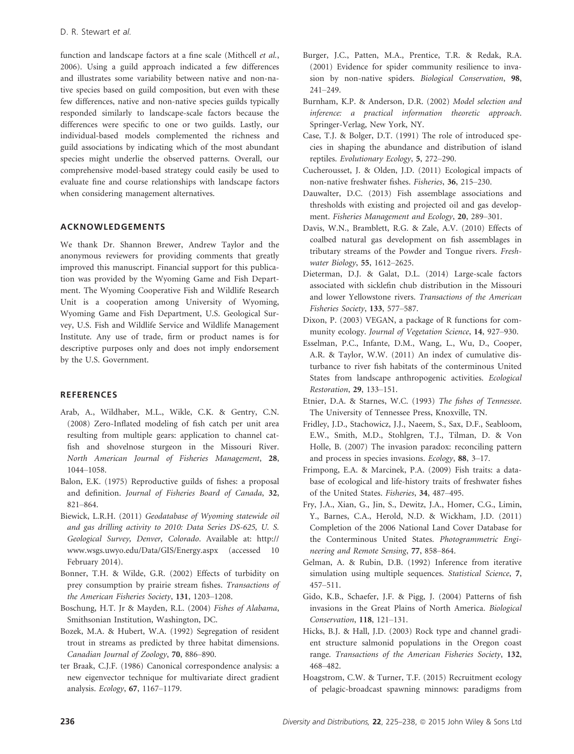function and landscape factors at a fine scale (Mitchell *et al.*, 2006). Using a guild approach indicated a few differences and illustrates some variability between native and non-native species based on guild composition, but even with these few differences, native and non-native species guilds typically responded similarly to landscape-scale factors because the differences were specific to one or two guilds. Lastly, our individual-based models complemented the richness and guild associations by indicating which of the most abundant species might underlie the observed patterns. Overall, our comprehensive model-based strategy could easily be used to evaluate fine and course relationships with landscape factors when considering management alternatives.

## ACKNOWLEDGEMENTS

We thank Dr. Shannon Brewer, Andrew Taylor and the anonymous reviewers for providing comments that greatly improved this manuscript. Financial support for this publication was provided by the Wyoming Game and Fish Department. The Wyoming Cooperative Fish and Wildlife Research Unit is a cooperation among University of Wyoming, Wyoming Game and Fish Department, U.S. Geological Survey, U.S. Fish and Wildlife Service and Wildlife Management Institute. Any use of trade, firm or product names is for descriptive purposes only and does not imply endorsement by the U.S. Government.

## REFERENCES

Arab, A., Wildhaber, M.L., Wikle, C.K. & Gentry, C.N. (2008) Zero-Inflated modeling of fish catch per unit area resulting from multiple gears: application to channel catfish and shovelnose sturgeon in the Missouri River. *North American Journal of Fisheries Management*, **28**, 1044–1058.

Balon, E.K. (1975) Reproductive guilds of fishes: a proposal and definition. *Journal of Fisheries Board of Canada*, **32**, 821–864.

Biewick, L.R.H. (2011) *Geodatabase of Wyoming statewide oil and gas drilling activity to 2010: Data Series DS-625, U. S. Geological Survey, Denver, Colorado*. Available at: http://www.wsgs.uwyo.edu/Data/GIS/Energy.aspx (accessed 10 February 2014).

Bonner, T.H. & Wilde, G.R. (2002) Effects of turbidity on prey consumption by prairie stream fishes. *Transactions of the American Fisheries Society*, **131**, 1203–1208.

Boschung, H.T. Jr & Mayden, R.L. (2004) *Fishes of Alabama*, Smithsonian Institution, Washington, DC.

Bozek, M.A. & Hubert, W.A. (1992) Segregation of resident trout in streams as predicted by three habitat dimensions. *Canadian Journal of Zoology*, **70**, 886–890.

ter Braak, C.J.F. (1986) Canonical correspondence analysis: a new eigenvector technique for multivariate direct gradient analysis. *Ecology*, **67**, 1167–1179.

Burger, J.C., Patten, M.A., Prentice, T.R. & Redak, R.A. (2001) Evidence for spider community resilience to invasion by non-native spiders. *Biological Conservation*, **98**, 241–249.

Burnham, K.P. & Anderson, D.R. (2002) *Model selection and inference: a practical information theoretic approach*. Springer-Verlag, New York, NY.

Case, T.J. & Bolger, D.T. (1991) The role of introduced species in shaping the abundance and distribution of island reptiles. *Evolutionary Ecology*, **5**, 272–290.

Cucherousset, J. & Olden, J.D. (2011) Ecological impacts of non-native freshwater fishes. *Fisheries*, **36**, 215–230.

Dauwalter, D.C. (2013) Fish assemblage associations and thresholds with existing and projected oil and gas development. *Fisheries Management and Ecology*, **20**, 289–301.

Davis, W.N., Bramblett, R.G. & Zale, A.V. (2010) Effects of coalbed natural gas development on fish assemblages in tributary streams of the Powder and Tongue rivers. *Freshwater Biology*, **55**, 1612–2625.

Dieterman, D.J. & Galat, D.L. (2014) Large-scale factors associated with sicklefin chub distribution in the Missouri and lower Yellowstone rivers. *Transactions of the American Fisheries Society*, **133**, 577–587.

Dixon, P. (2003) VEGAN, a package of R functions for community ecology. *Journal of Vegetation Science*, **14**, 927–930.

Esselman, P.C., Infante, D.M., Wang, L., Wu, D., Cooper, A.R. & Taylor, W.W. (2011) An index of cumulative disturbance to river fish habitats of the conterminous United States from landscape anthropogenic activities. *Ecological Restoration*, **29**, 133–151.

Etnier, D.A. & Starnes, W.C. (1993) *The fishes of Tennessee*. The University of Tennessee Press, Knoxville, TN.

Fridley, J.D., Stachowicz, J.J., Naeem, S., Sax, D.F., Seabloom, E.W., Smith, M.D., Stohlgren, T.J., Tilman, D. & Von Holle, B. (2007) The invasion paradox: reconciling pattern and process in species invasions. *Ecology*, **88**, 3–17.

Frimpong, E.A. & Marcinek, P.A. (2009) Fish traits: a database of ecological and life-history traits of freshwater fishes of the United States. *Fisheries*, **34**, 487–495.

Fry, J.A., Xian, G., Jin, S., Dewitz, J.A., Homer, C.G., Limin, Y., Barnes, C.A., Herold, N.D. & Wickham, J.D. (2011) Completion of the 2006 National Land Cover Database for the Conterminous United States. *Photogrammetric Engineering and Remote Sensing*, **77**, 858–864.

Gelman, A. & Rubin, D.B. (1992) Inference from iterative simulation using multiple sequences. *Statistical Science*, **7**, 457–511.

Gido, K.B., Schaefer, J.F. & Pigg, J. (2004) Patterns of fish invasions in the Great Plains of North America. *Biological Conservation*, **118**, 121–131.

Hicks, B.J. & Hall, J.D. (2003) Rock type and channel gradient structure salmonid populations in the Oregon coast range. *Transactions of the American Fisheries Society*, **132**, 468–482.

Hoagstrom, C.W. & Turner, T.F. (2015) Recruitment ecology of pelagic-broadcast spawning minnows: paradigms from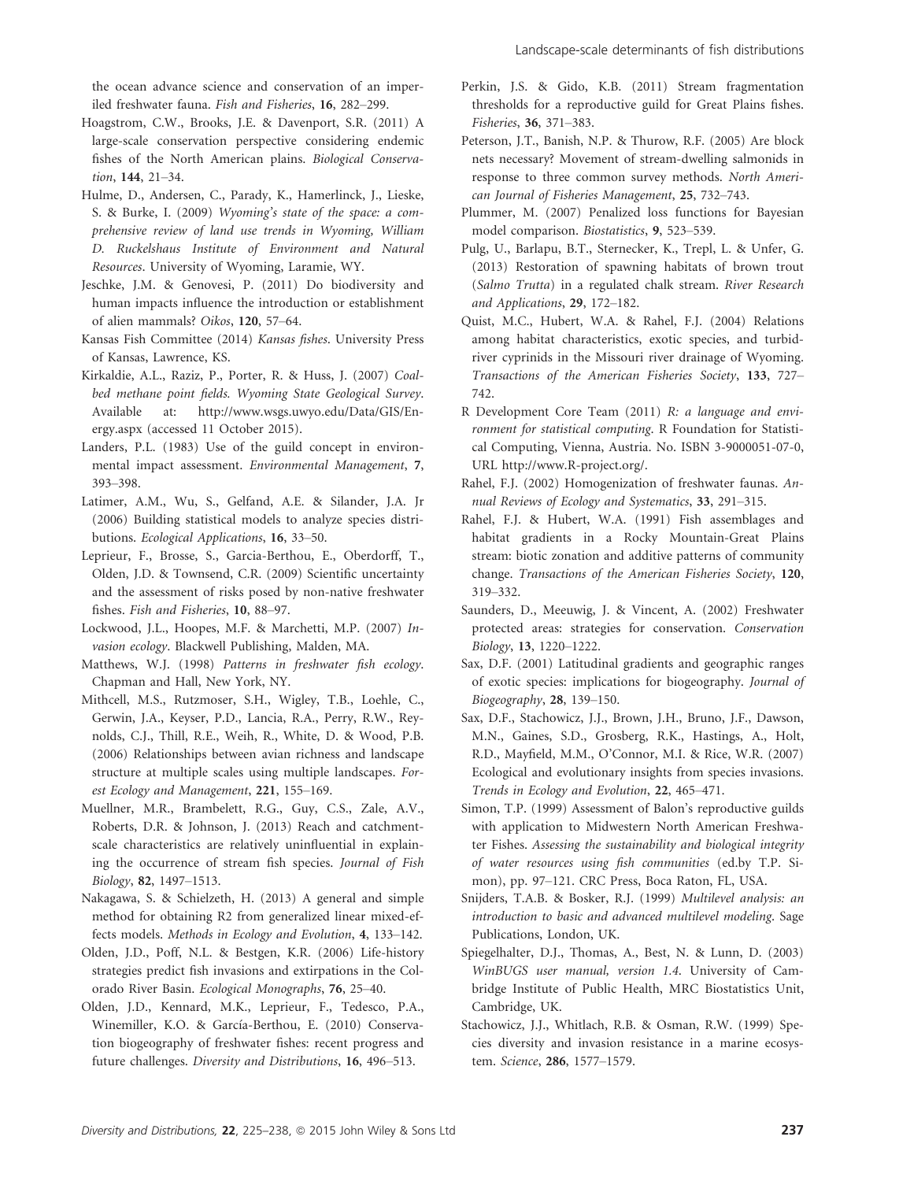the ocean advance science and conservation of an imperiled freshwater fauna. *Fish and Fisheries*, **16**, 282–299.

Hoagstrom, C.W., Brooks, J.E. & Davenport, S.R. (2011) A large-scale conservation perspective considering endemic fishes of the North American plains. *Biological Conservation*, **144**, 21–34.

Hulme, D., Andersen, C., Parady, K., Hamerlinck, J., Lieske, S. & Burke, I. (2009) *Wyoming's state of the space: a comprehensive review of land use trends in Wyoming, William D. Ruckelshaus Institute of Environment and Natural Resources*. University of Wyoming, Laramie, WY.

Jeschke, J.M. & Genovesi, P. (2011) Do biodiversity and human impacts influence the introduction or establishment of alien mammals? *Oikos*, **120**, 57–64.

Kansas Fish Committee (2014) *Kansas fishes*. University Press of Kansas, Lawrence, KS.

Kirkaldie, A.L., Raziz, P., Porter, R. & Huss, J. (2007) *Coalbed methane point fields. Wyoming State Geological Survey*. Available at: http://www.wsgs.uwyo.edu/Data/GIS/Energy.aspx (accessed 11 October 2015).

Landers, P.L. (1983) Use of the guild concept in environmental impact assessment. *Environmental Management*, **7**, 393–398.

Latimer, A.M., Wu, S., Gelfand, A.E. & Silander, J.A. Jr (2006) Building statistical models to analyze species distributions. *Ecological Applications*, **16**, 33–50.

Leprieur, F., Brosse, S., Garcia-Berthou, E., Oberdorff, T., Olden, J.D. & Townsend, C.R. (2009) Scientific uncertainty and the assessment of risks posed by non-native freshwater fishes. *Fish and Fisheries*, **10**, 88–97.

Lockwood, J.L., Hoopes, M.F. & Marchetti, M.P. (2007) *Invasion ecology*. Blackwell Publishing, Malden, MA.

Matthews, W.J. (1998) *Patterns in freshwater fish ecology*. Chapman and Hall, New York, NY.

Mithcell, M.S., Rutzmoser, S.H., Wigley, T.B., Loehle, C., Gerwin, J.A., Keyser, P.D., Lancia, R.A., Perry, R.W., Reynolds, C.J., Thill, R.E., Weih, R., White, D. & Wood, P.B. (2006) Relationships between avian richness and landscape structure at multiple scales using multiple landscapes. *Forest Ecology and Management*, **221**, 155–169.

Muellner, M.R., Brambelett, R.G., Guy, C.S., Zale, A.V., Roberts, D.R. & Johnson, J. (2013) Reach and catchment-scale characteristics are relatively uninfluential in explaining the occurrence of stream fish species. *Journal of Fish Biology*, **82**, 1497–1513.

Nakagawa, S. & Schielzeth, H. (2013) A general and simple method for obtaining R2 from generalized linear mixed-effects models. *Methods in Ecology and Evolution*, **4**, 133–142.

Olden, J.D., Poff, N.L. & Bestgen, K.R. (2006) Life-history strategies predict fish invasions and extirpations in the Colorado River Basin. *Ecological Monographs*, **76**, 25–40.

Olden, J.D., Kennard, M.K., Leprieur, F., Tedesco, P.A., Winemiller, K.O. & García-Berthou, E. (2010) Conservation biogeography of freshwater fishes: recent progress and future challenges. *Diversity and Distributions*, **16**, 496–513.

Perkin, J.S. & Gido, K.B. (2011) Stream fragmentation thresholds for a reproductive guild for Great Plains fishes. *Fisheries*, **36**, 371–383.

Peterson, J.T., Banish, N.P. & Thurow, R.F. (2005) Are block nets necessary? Movement of stream-dwelling salmonids in response to three common survey methods. *North American Journal of Fisheries Management*, **25**, 732–743.

Plummer, M. (2007) Penalized loss functions for Bayesian model comparison. *Biostatistics*, **9**, 523–539.

Pulg, U., Barlapu, B.T., Sternecker, K., Trepl, L. & Unfer, G. (2013) Restoration of spawning habitats of brown trout (*Salmo Trutta*) in a regulated chalk stream. *River Research and Applications*, **29**, 172–182.

Quist, M.C., Hubert, W.A. & Rahel, F.J. (2004) Relations among habitat characteristics, exotic species, and turbid-river cyprinids in the Missouri river drainage of Wyoming. *Transactions of the American Fisheries Society*, **133**, 727–742.

R Development Core Team (2011) *R: a language and environment for statistical computing*. R Foundation for Statistical Computing, Vienna, Austria. No. ISBN 3-9000051-07-0, URL http://www.R-project.org/.

Rahel, F.J. (2002) Homogenization of freshwater faunas. *Annual Reviews of Ecology and Systematics*, **33**, 291–315.

Rahel, F.J. & Hubert, W.A. (1991) Fish assemblages and habitat gradients in a Rocky Mountain-Great Plains stream: biotic zonation and additive patterns of community change. *Transactions of the American Fisheries Society*, **120**, 319–332.

Saunders, D., Meeuwig, J. & Vincent, A. (2002) Freshwater protected areas: strategies for conservation. *Conservation Biology*, **13**, 1220–1222.

Sax, D.F. (2001) Latitudinal gradients and geographic ranges of exotic species: implications for biogeography. *Journal of Biogeography*, **28**, 139–150.

Sax, D.F., Stachowicz, J.J., Brown, J.H., Bruno, J.F., Dawson, M.N., Gaines, S.D., Grosberg, R.K., Hastings, A., Holt, R.D., Mayfield, M.M., O'Connor, M.I. & Rice, W.R. (2007) Ecological and evolutionary insights from species invasions. *Trends in Ecology and Evolution*, **22**, 465–471.

Simon, T.P. (1999) Assessment of Balon's reproductive guilds with application to Midwestern North American Freshwater Fishes. *Assessing the sustainability and biological integrity of water resources using fish communities* (ed.by T.P. Simon), pp. 97–121. CRC Press, Boca Raton, FL, USA.

Snijders, T.A.B. & Bosker, R.J. (1999) *Multilevel analysis: an introduction to basic and advanced multilevel modeling*. Sage Publications, London, UK.

Spiegelhalter, D.J., Thomas, A., Best, N. & Lunn, D. (2003) *WinBUGS user manual, version 1.4*. University of Cambridge Institute of Public Health, MRC Biostatistics Unit, Cambridge, UK.

Stachowicz, J.J., Whitlach, R.B. & Osman, R.W. (1999) Species diversity and invasion resistance in a marine ecosystem. *Science*, **286**, 1577–1579.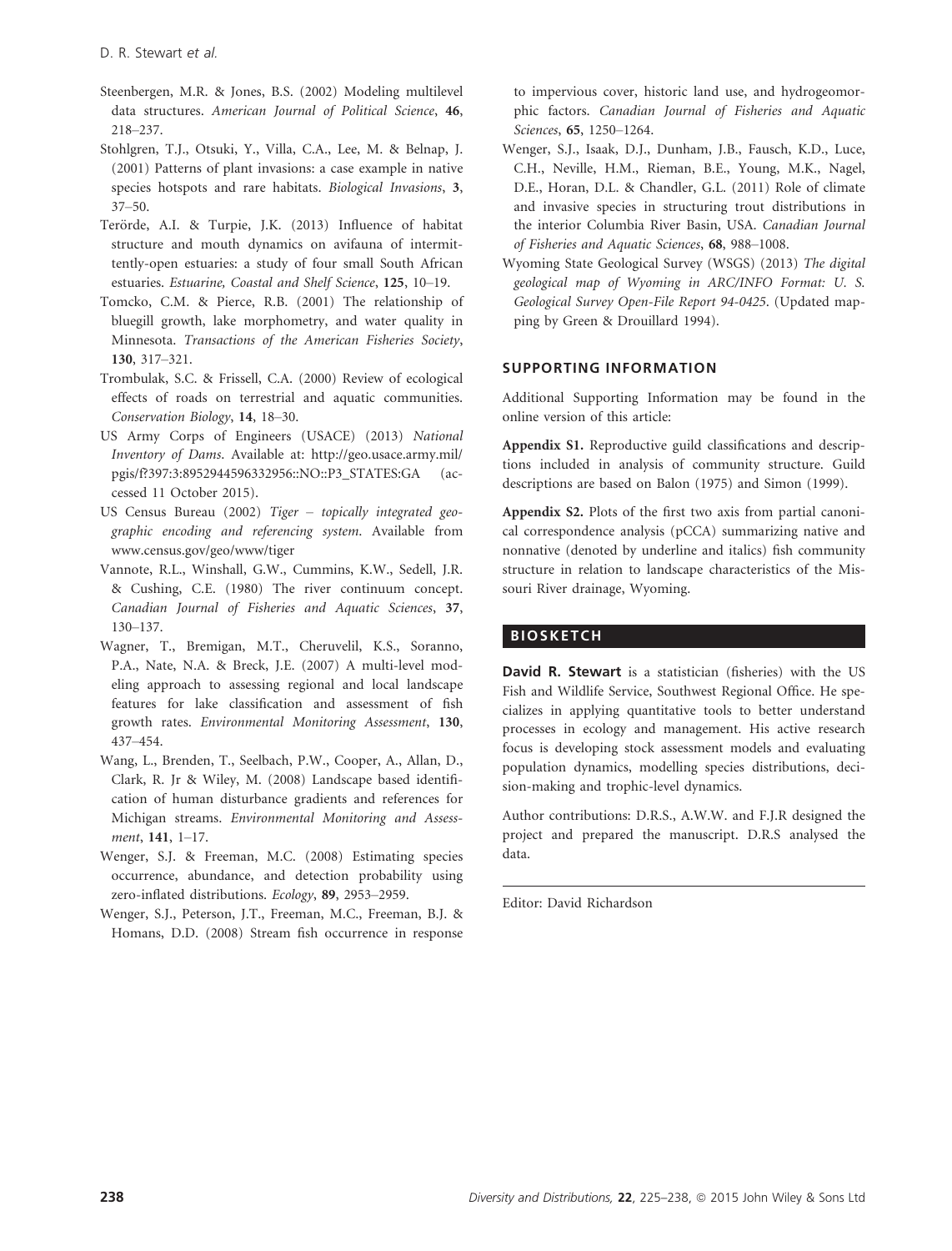Steenbergen, M.R. & Jones, B.S. (2002) Modeling multilevel data structures. *American Journal of Political Science*, **46**, 218–237.

Stohlgren, T.J., Otsuki, Y., Villa, C.A., Lee, M. & Belnap, J. (2001) Patterns of plant invasions: a case example in native species hotspots and rare habitats. *Biological Invasions*, **3**, 37–50.

Terörde, A.I. & Turpie, J.K. (2013) Influence of habitat structure and mouth dynamics on avifauna of intermittently-open estuaries: a study of four small South African estuaries. *Estuarine, Coastal and Shelf Science*, **125**, 10–19.

Tomcko, C.M. & Pierce, R.B. (2001) The relationship of bluegill growth, lake morphometry, and water quality in Minnesota. *Transactions of the American Fisheries Society*, **130**, 317–321.

Trombulak, S.C. & Frissell, C.A. (2000) Review of ecological effects of roads on terrestrial and aquatic communities. *Conservation Biology*, **14**, 18–30.

US Army Corps of Engineers (USACE) (2013) *National Inventory of Dams*. Available at: http://geo.usace.army.mil/pgis/f?397:3:8952944596332956::NO::P3_STATES:GA (accessed 11 October 2015).

US Census Bureau (2002) *Tiger – topically integrated geographic encoding and referencing system*. Available from www.census.gov/geo/www/tiger

Vannote, R.L., Winshall, G.W., Cummins, K.W., Sedell, J.R. & Cushing, C.E. (1980) The river continuum concept. *Canadian Journal of Fisheries and Aquatic Sciences*, **37**, 130–137.

Wagner, T., Bremigan, M.T., Cheruvelil, K.S., Soranno, P.A., Nate, N.A. & Breck, J.E. (2007) A multi-level modeling approach to assessing regional and local landscape features for lake classification and assessment of fish growth rates. *Environmental Monitoring Assessment*, **130**, 437–454.

Wang, L., Brenden, T., Seelbach, P.W., Cooper, A., Allan, D., Clark, R. Jr & Wiley, M. (2008) Landscape based identification of human disturbance gradients and references for Michigan streams. *Environmental Monitoring and Assessment*, **141**, 1–17.

Wenger, S.J. & Freeman, M.C. (2008) Estimating species occurrence, abundance, and detection probability using zero-inflated distributions. *Ecology*, **89**, 2953–2959.

Wenger, S.J., Peterson, J.T., Freeman, M.C., Freeman, B.J. & Homans, D.D. (2008) Stream fish occurrence in response to impervious cover, historic land use, and hydrogeomorphic factors. *Canadian Journal of Fisheries and Aquatic Sciences*, **65**, 1250–1264.

Wenger, S.J., Isaak, D.J., Dunham, J.B., Fausch, K.D., Luce, C.H., Neville, H.M., Rieman, B.E., Young, M.K., Nagel, D.E., Horan, D.L. & Chandler, G.L. (2011) Role of climate and invasive species in structuring trout distributions in the interior Columbia River Basin, USA. *Canadian Journal of Fisheries and Aquatic Sciences*, **68**, 988–1008.

Wyoming State Geological Survey (WSGS) (2013) *The digital geological map of Wyoming in ARC/INFO Format: U. S. Geological Survey Open-File Report 94-0425*. (Updated mapping by Green & Drouillard 1994).

## SUPPORTING INFORMATION

Additional Supporting Information may be found in the online version of this article:

**Appendix S1.** Reproductive guild classifications and descriptions included in analysis of community structure. Guild descriptions are based on Balon (1975) and Simon (1999).

**Appendix S2.** Plots of the first two axis from partial canonical correspondence analysis (pCCA) summarizing native and nonnative (denoted by underline and italics) fish community structure in relation to landscape characteristics of the Missouri River drainage, Wyoming.

## BIOSKETCH

**David R. Stewart** is a statistician (fisheries) with the US Fish and Wildlife Service, Southwest Regional Office. He specializes in applying quantitative tools to better understand processes in ecology and management. His active research focus is developing stock assessment models and evaluating population dynamics, modelling species distributions, decision-making and trophic-level dynamics.

Author contributions: D.R.S., A.W.W. and F.J.R designed the project and prepared the manuscript. D.R.S analysed the data.

Editor: David Richardson